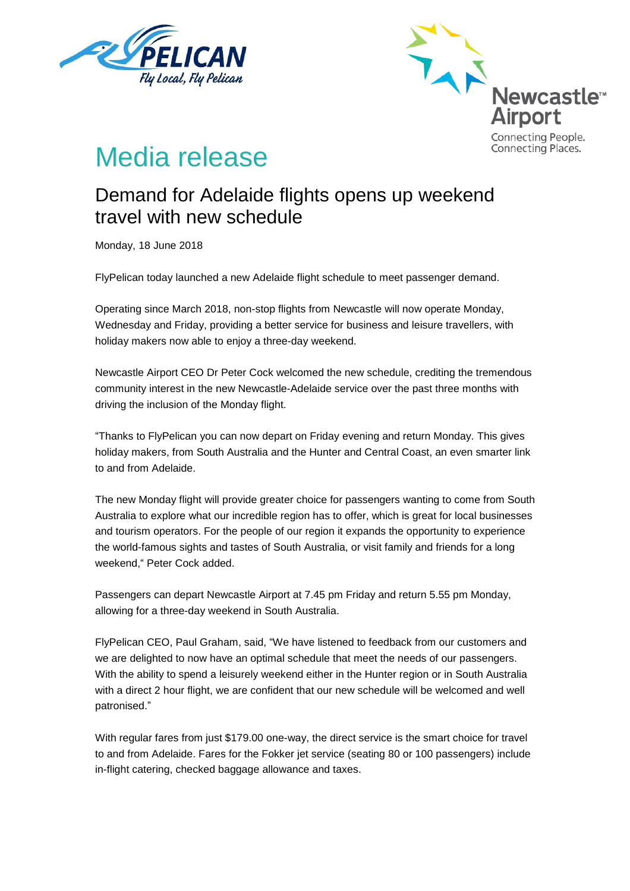# Media release

## Demand for Adelaide flights opens up weekend travel with new schedule

Monday, 18 June 2018

FlyPelican today launched a new Adelaide flight schedule to meet passenger demand.

Operating since March 2018, non-stop flights from Newcastle will now operate Monday, Wednesday and Friday, providing a better service for business and leisure travellers, with holiday makers now able to enjoy a three-day weekend.

Newcastle Airport CEO Dr Peter Cock welcomed the new schedule, crediting the tremendous community interest in the new Newcastle-Adelaide service over the past three months with driving the inclusion of the Monday flight.

"Thanks to FlyPelican you can now depart on Friday evening and return Monday. This gives holiday makers, from South Australia and the Hunter and Central Coast, an even smarter link to and from Adelaide.

The new Monday flight will provide greater choice for passengers wanting to come from South Australia to explore what our incredible region has to offer, which is great for local businesses and tourism operators. For the people of our region it expands the opportunity to experience the world-famous sights and tastes of South Australia, or visit family and friends for a long weekend," Peter Cock added.

Passengers can depart Newcastle Airport at 7.45 pm Friday and return 5.55 pm Monday, allowing for a three-day weekend in South Australia.

FlyPelican CEO, Paul Graham, said, "We have listened to feedback from our customers and we are delighted to now have an optimal schedule that meet the needs of our passengers. With the ability to spend a leisurely weekend either in the Hunter region or in South Australia with a direct 2 hour flight, we are confident that our new schedule will be welcomed and well patronised."

With regular fares from just $179.00 one-way, the direct service is the smart choice for travel to and from Adelaide. Fares for the Fokker jet service (seating 80 or 100 passengers) include in-flight catering, checked baggage allowance and taxes.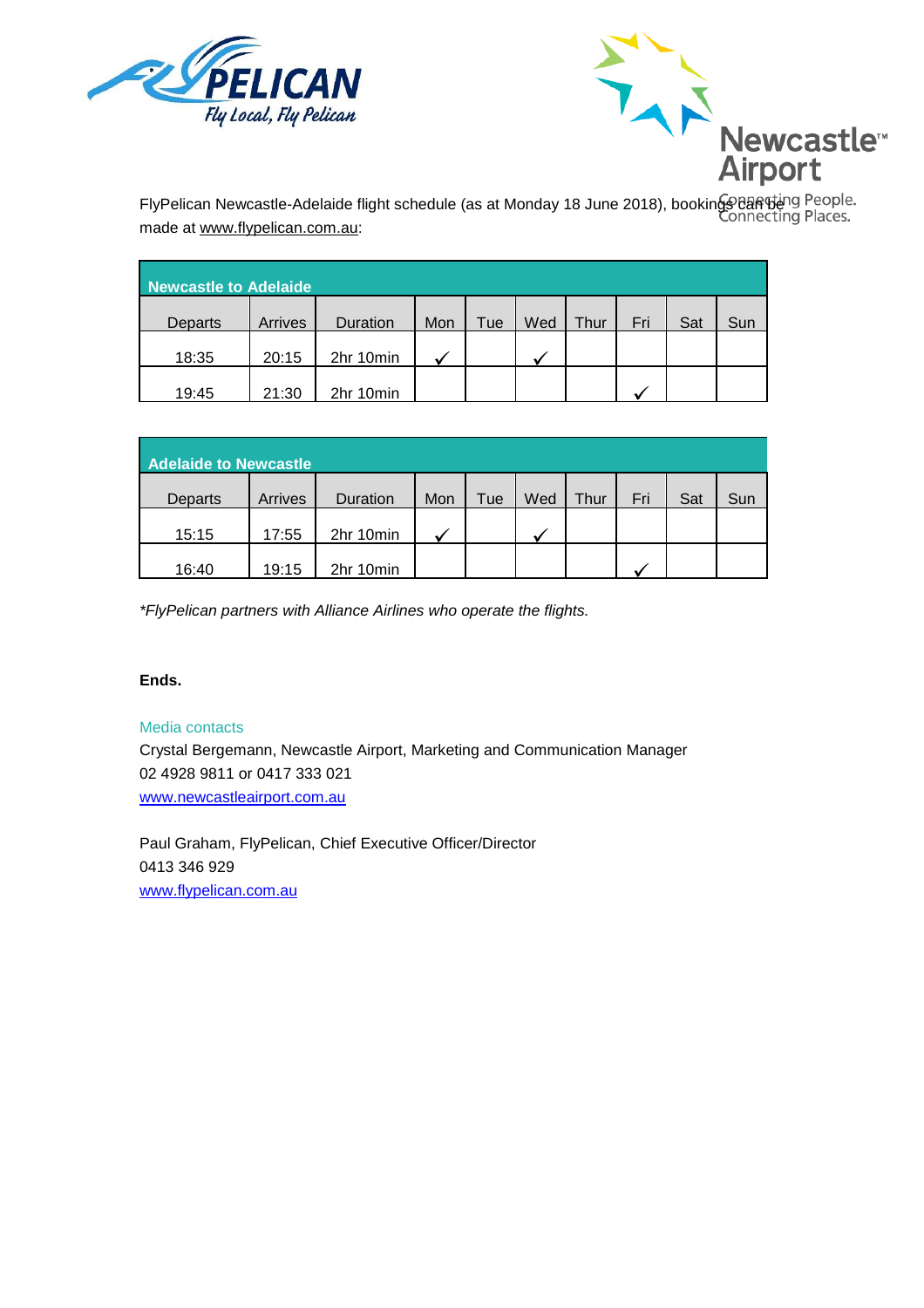FlyPelican Newcastle-Adelaide flight schedule (as at Monday 18 June 2018), bookings can be made at www.flypelican.com.au:

| Newcastle to Adelaide | | | | | | | | | |
|---|---|---|---|---|---|---|---|---|---|
| Departs | Arrives | Duration | Mon | Tue | Wed | Thur | Fri | Sat | Sun |
| 18:35 | 20:15 | 2hr 10min | ✓ | | ✓ | | | | |
| 19:45 | 21:30 | 2hr 10min | | | | | ✓ | | |

| Adelaide to Newcastle | | | | | | | | | |
|---|---|---|---|---|---|---|---|---|---|
| Departs | Arrives | Duration | Mon | Tue | Wed | Thur | Fri | Sat | Sun |
| 15:15 | 17:55 | 2hr 10min | ✓ | | ✓ | | | | |
| 16:40 | 19:15 | 2hr 10min | | | | | ✓ | | |

*\*FlyPelican partners with Alliance Airlines who operate the flights.*

**Ends.**

Media contacts

Crystal Bergemann, Newcastle Airport, Marketing and Communication Manager
02 4928 9811 or 0417 333 021
www.newcastleairport.com.au

Paul Graham, FlyPelican, Chief Executive Officer/Director
0413 346 929
www.flypelican.com.au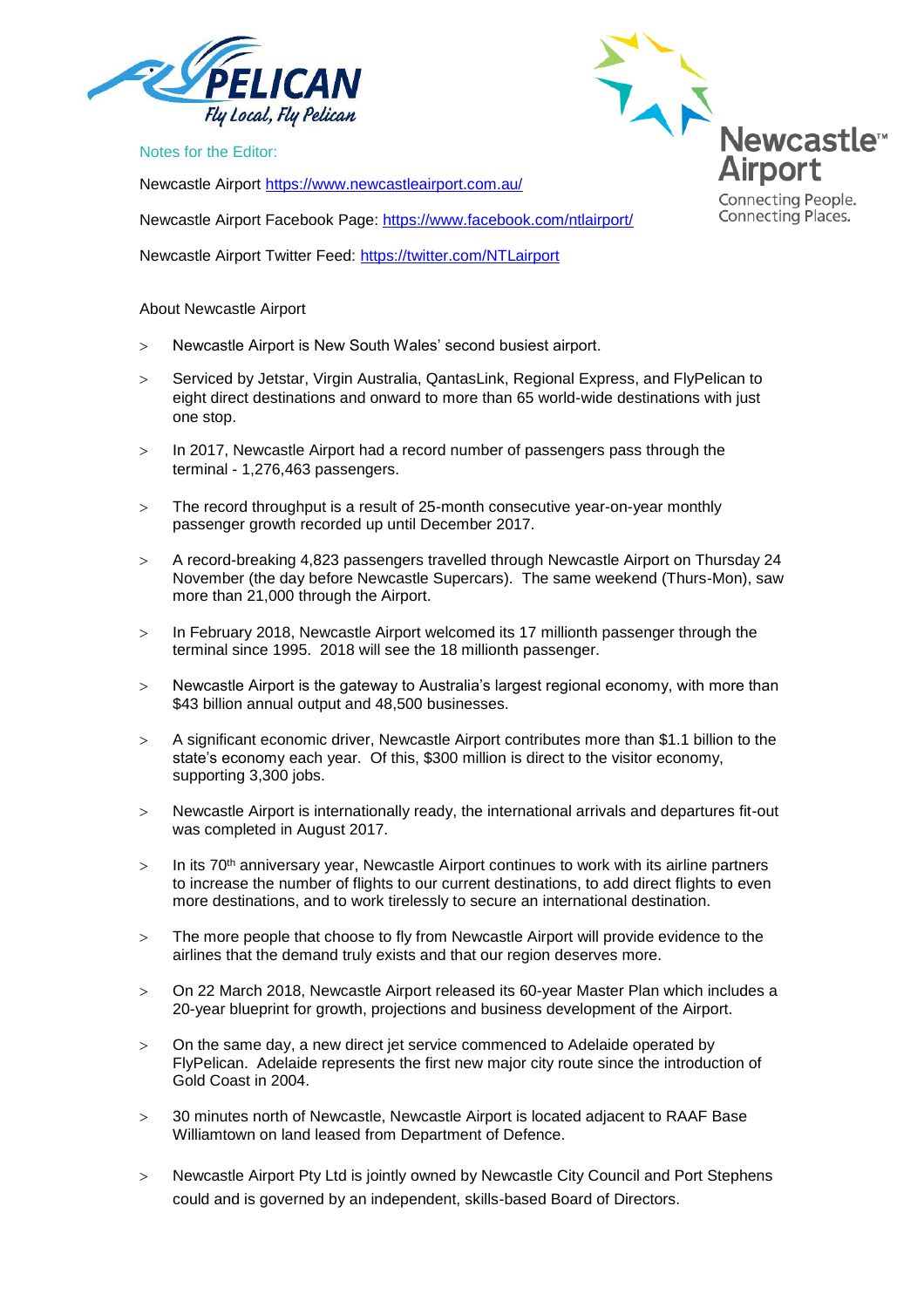Notes for the Editor:

Newcastle Airport https://www.newcastleairport.com.au/

Newcastle Airport Facebook Page: https://www.facebook.com/ntlairport/

Newcastle Airport Twitter Feed: https://twitter.com/NTLairport

About Newcastle Airport

- Newcastle Airport is New South Wales' second busiest airport.
- Serviced by Jetstar, Virgin Australia, QantasLink, Regional Express, and FlyPelican to eight direct destinations and onward to more than 65 world-wide destinations with just one stop.
- In 2017, Newcastle Airport had a record number of passengers pass through the terminal - 1,276,463 passengers.
- The record throughput is a result of 25-month consecutive year-on-year monthly passenger growth recorded up until December 2017.
- A record-breaking 4,823 passengers travelled through Newcastle Airport on Thursday 24 November (the day before Newcastle Supercars). The same weekend (Thurs-Mon), saw more than 21,000 through the Airport.
- In February 2018, Newcastle Airport welcomed its 17 millionth passenger through the terminal since 1995. 2018 will see the 18 millionth passenger.
- Newcastle Airport is the gateway to Australia's largest regional economy, with more than $43 billion annual output and 48,500 businesses.
- A significant economic driver, Newcastle Airport contributes more than $1.1 billion to the state's economy each year. Of this, $300 million is direct to the visitor economy, supporting 3,300 jobs.
- Newcastle Airport is internationally ready, the international arrivals and departures fit-out was completed in August 2017.
- In its 70th anniversary year, Newcastle Airport continues to work with its airline partners to increase the number of flights to our current destinations, to add direct flights to even more destinations, and to work tirelessly to secure an international destination.
- The more people that choose to fly from Newcastle Airport will provide evidence to the airlines that the demand truly exists and that our region deserves more.
- On 22 March 2018, Newcastle Airport released its 60-year Master Plan which includes a 20-year blueprint for growth, projections and business development of the Airport.
- On the same day, a new direct jet service commenced to Adelaide operated by FlyPelican. Adelaide represents the first new major city route since the introduction of Gold Coast in 2004.
- 30 minutes north of Newcastle, Newcastle Airport is located adjacent to RAAF Base Williamtown on land leased from Department of Defence.
- Newcastle Airport Pty Ltd is jointly owned by Newcastle City Council and Port Stephens could and is governed by an independent, skills-based Board of Directors.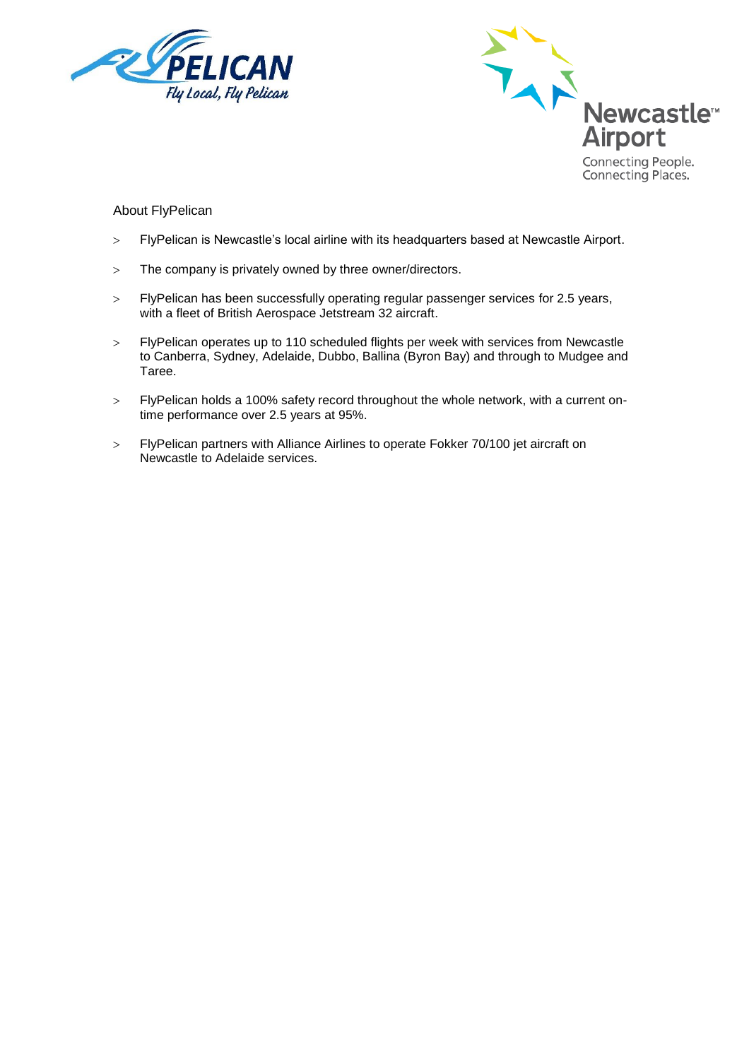About FlyPelican

- FlyPelican is Newcastle's local airline with its headquarters based at Newcastle Airport.
- The company is privately owned by three owner/directors.
- FlyPelican has been successfully operating regular passenger services for 2.5 years, with a fleet of British Aerospace Jetstream 32 aircraft.
- FlyPelican operates up to 110 scheduled flights per week with services from Newcastle to Canberra, Sydney, Adelaide, Dubbo, Ballina (Byron Bay) and through to Mudgee and Taree.
- FlyPelican holds a 100% safety record throughout the whole network, with a current on-time performance over 2.5 years at 95%.
- FlyPelican partners with Alliance Airlines to operate Fokker 70/100 jet aircraft on Newcastle to Adelaide services.